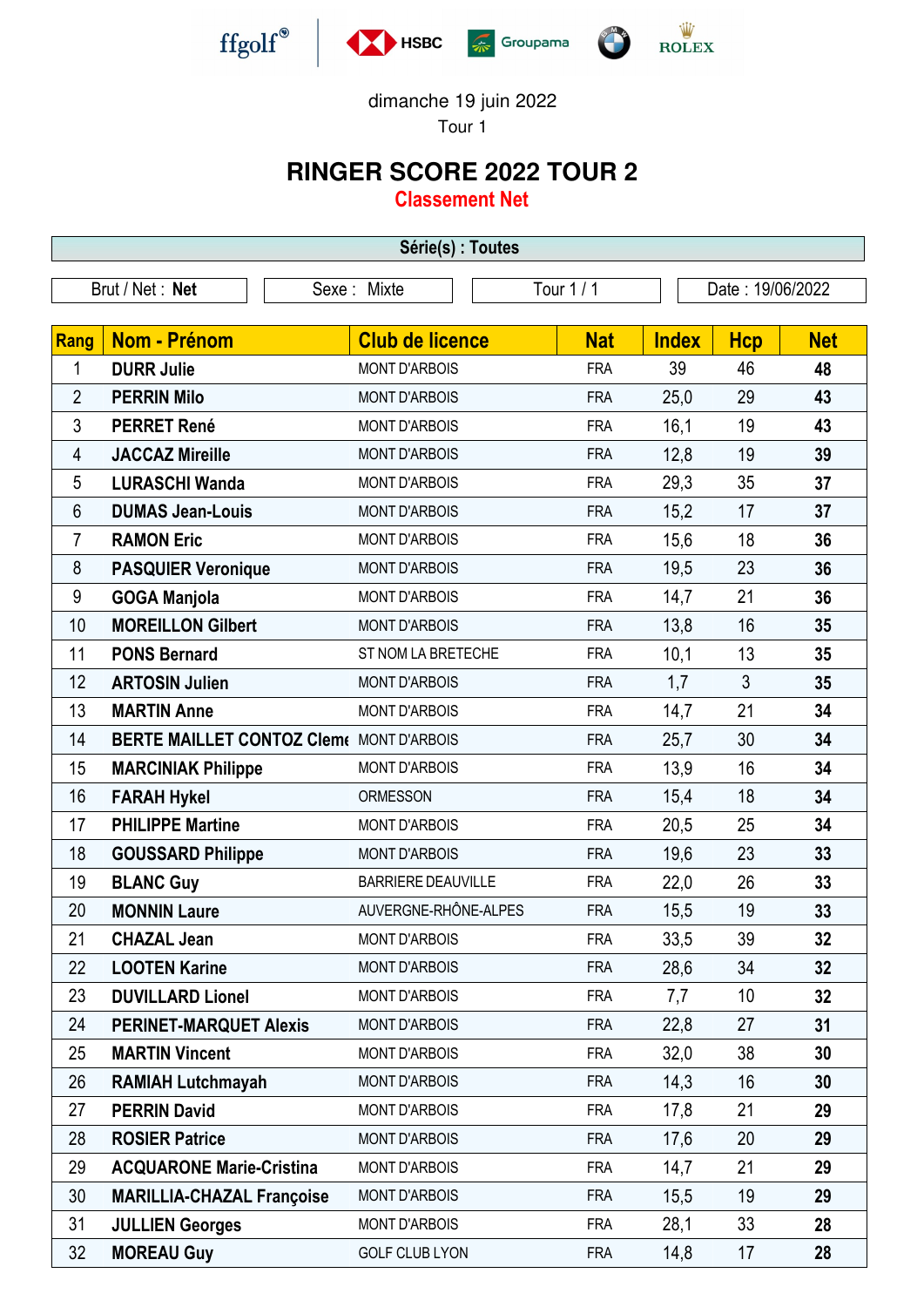ffgolf® HSBC Groupama BMW ROLEX

dimanche 19 juin 2022

Tour 1

# RINGER SCORE 2022 TOUR 2

## Classement Net

| Série(s) : Toutes |
|---|

| Brut / Net : **Net** | Sexe : Mixte | Tour 1 / 1 | Date : 19/06/2022 |
|---|---|---|---|

| Rang | Nom - Prénom | Club de licence | Nat | Index | Hcp | Net |
|---|---|---|---|---|---|---|
| 1 | **DURR Julie** | MONT D'ARBOIS | FRA | 39 | 46 | **48** |
| 2 | **PERRIN Milo** | MONT D'ARBOIS | FRA | 25,0 | 29 | **43** |
| 3 | **PERRET René** | MONT D'ARBOIS | FRA | 16,1 | 19 | **43** |
| 4 | **JACCAZ Mireille** | MONT D'ARBOIS | FRA | 12,8 | 19 | **39** |
| 5 | **LURASCHI Wanda** | MONT D'ARBOIS | FRA | 29,3 | 35 | **37** |
| 6 | **DUMAS Jean-Louis** | MONT D'ARBOIS | FRA | 15,2 | 17 | **37** |
| 7 | **RAMON Eric** | MONT D'ARBOIS | FRA | 15,6 | 18 | **36** |
| 8 | **PASQUIER Veronique** | MONT D'ARBOIS | FRA | 19,5 | 23 | **36** |
| 9 | **GOGA Manjola** | MONT D'ARBOIS | FRA | 14,7 | 21 | **36** |
| 10 | **MOREILLON Gilbert** | MONT D'ARBOIS | FRA | 13,8 | 16 | **35** |
| 11 | **PONS Bernard** | ST NOM LA BRETECHE | FRA | 10,1 | 13 | **35** |
| 12 | **ARTOSIN Julien** | MONT D'ARBOIS | FRA | 1,7 | 3 | **35** |
| 13 | **MARTIN Anne** | MONT D'ARBOIS | FRA | 14,7 | 21 | **34** |
| 14 | **BERTE MAILLET CONTOZ Cleme** | MONT D'ARBOIS | FRA | 25,7 | 30 | **34** |
| 15 | **MARCINIAK Philippe** | MONT D'ARBOIS | FRA | 13,9 | 16 | **34** |
| 16 | **FARAH Hykel** | ORMESSON | FRA | 15,4 | 18 | **34** |
| 17 | **PHILIPPE Martine** | MONT D'ARBOIS | FRA | 20,5 | 25 | **34** |
| 18 | **GOUSSARD Philippe** | MONT D'ARBOIS | FRA | 19,6 | 23 | **33** |
| 19 | **BLANC Guy** | BARRIERE DEAUVILLE | FRA | 22,0 | 26 | **33** |
| 20 | **MONNIN Laure** | AUVERGNE-RHÔNE-ALPES | FRA | 15,5 | 19 | **33** |
| 21 | **CHAZAL Jean** | MONT D'ARBOIS | FRA | 33,5 | 39 | **32** |
| 22 | **LOOTEN Karine** | MONT D'ARBOIS | FRA | 28,6 | 34 | **32** |
| 23 | **DUVILLARD Lionel** | MONT D'ARBOIS | FRA | 7,7 | 10 | **32** |
| 24 | **PERINET-MARQUET Alexis** | MONT D'ARBOIS | FRA | 22,8 | 27 | **31** |
| 25 | **MARTIN Vincent** | MONT D'ARBOIS | FRA | 32,0 | 38 | **30** |
| 26 | **RAMIAH Lutchmayah** | MONT D'ARBOIS | FRA | 14,3 | 16 | **30** |
| 27 | **PERRIN David** | MONT D'ARBOIS | FRA | 17,8 | 21 | **29** |
| 28 | **ROSIER Patrice** | MONT D'ARBOIS | FRA | 17,6 | 20 | **29** |
| 29 | **ACQUARONE Marie-Cristina** | MONT D'ARBOIS | FRA | 14,7 | 21 | **29** |
| 30 | **MARILLIA-CHAZAL Françoise** | MONT D'ARBOIS | FRA | 15,5 | 19 | **29** |
| 31 | **JULLIEN Georges** | MONT D'ARBOIS | FRA | 28,1 | 33 | **28** |
| 32 | **MOREAU Guy** | GOLF CLUB LYON | FRA | 14,8 | 17 | **28** |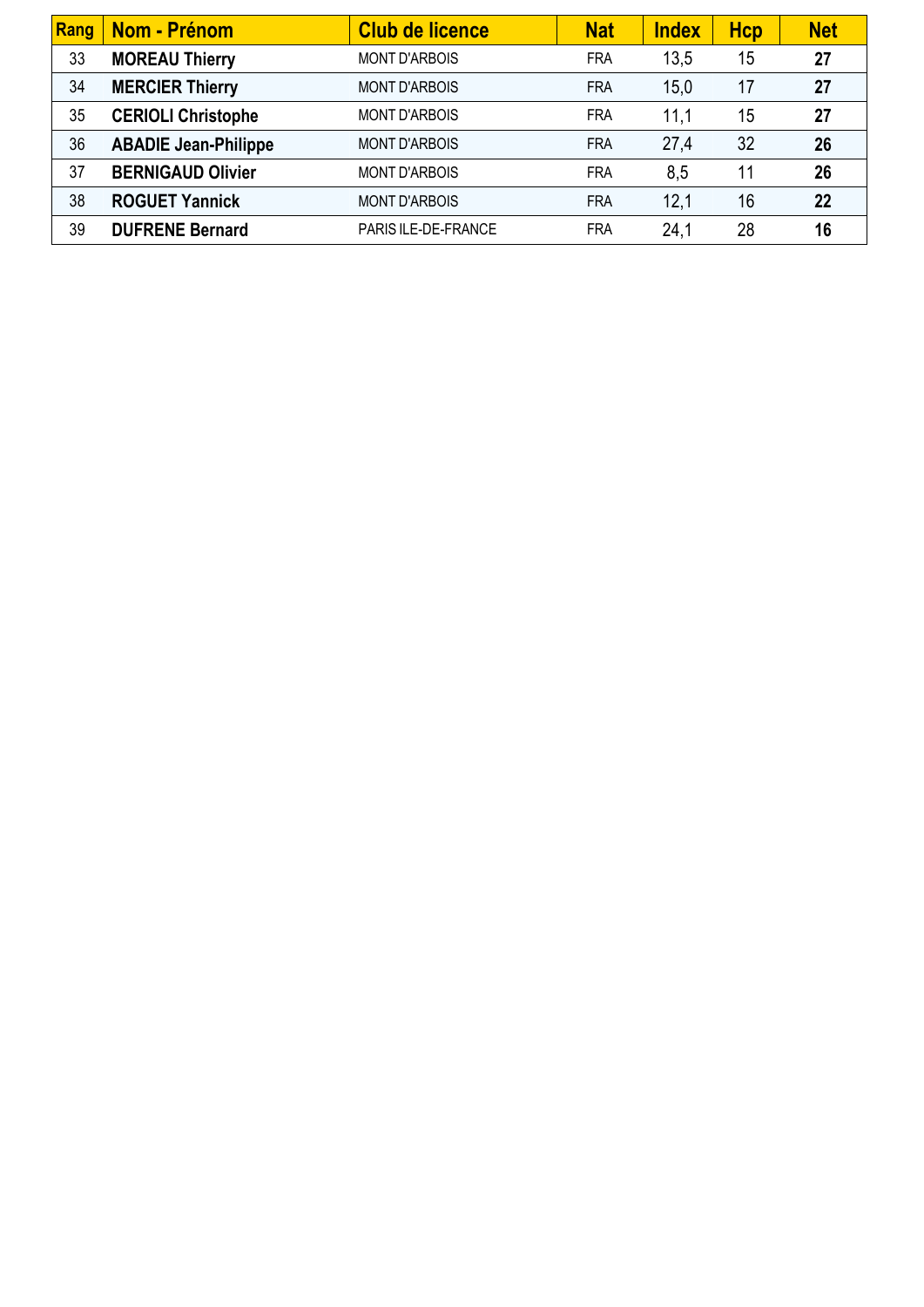| Rang | Nom - Prénom | Club de licence | Nat | Index | Hcp | Net |
|---|---|---|---|---|---|---|
| 33 | **MOREAU Thierry** | MONT D'ARBOIS | FRA | 13,5 | 15 | **27** |
| 34 | **MERCIER Thierry** | MONT D'ARBOIS | FRA | 15,0 | 17 | **27** |
| 35 | **CERIOLI Christophe** | MONT D'ARBOIS | FRA | 11,1 | 15 | **27** |
| 36 | **ABADIE Jean-Philippe** | MONT D'ARBOIS | FRA | 27,4 | 32 | **26** |
| 37 | **BERNIGAUD Olivier** | MONT D'ARBOIS | FRA | 8,5 | 11 | **26** |
| 38 | **ROGUET Yannick** | MONT D'ARBOIS | FRA | 12,1 | 16 | **22** |
| 39 | **DUFRENE Bernard** | PARIS ILE-DE-FRANCE | FRA | 24,1 | 28 | **16** |